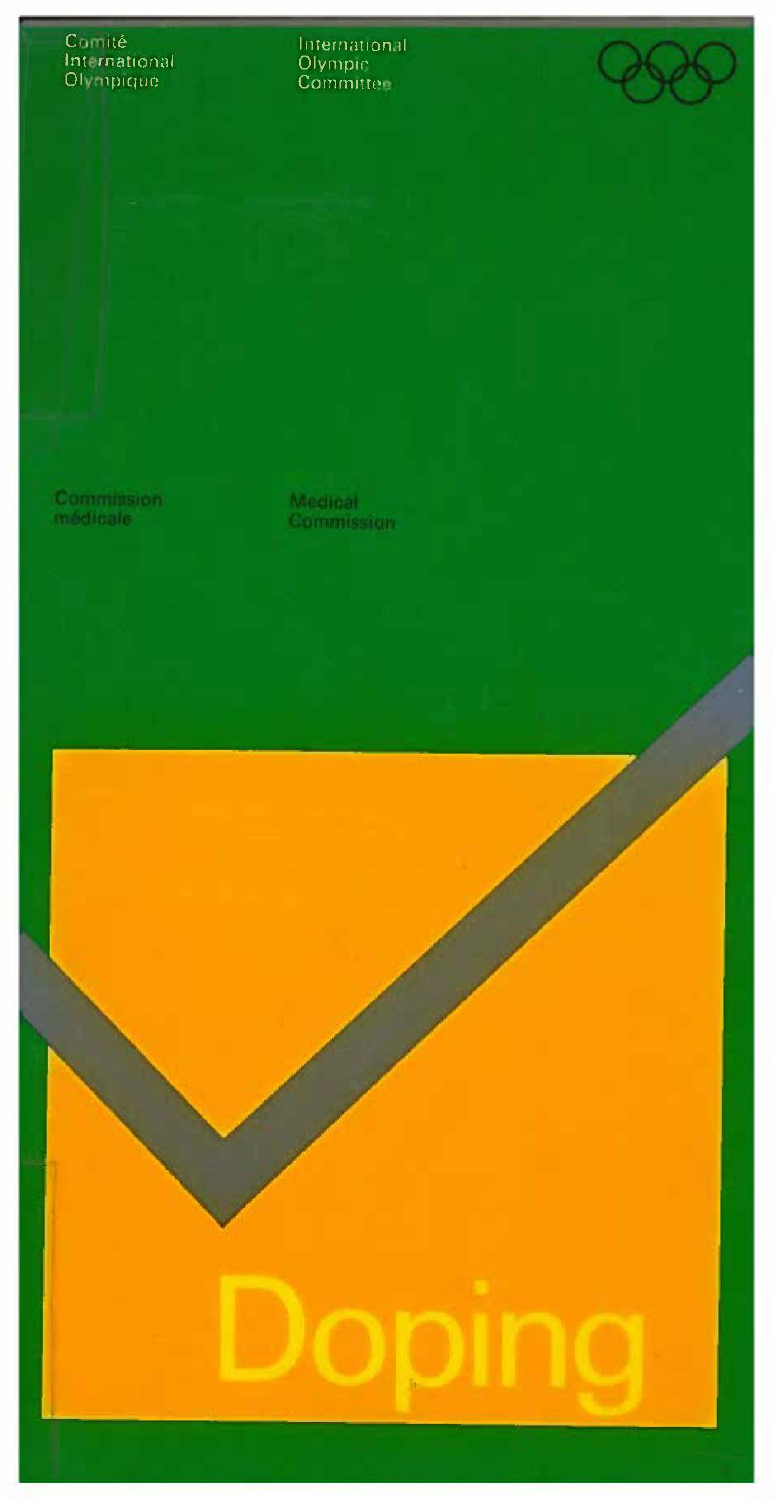Comité
International
Olympique

International
Olympic
Committee

Commission
médicale

Medical
Commission

# Doping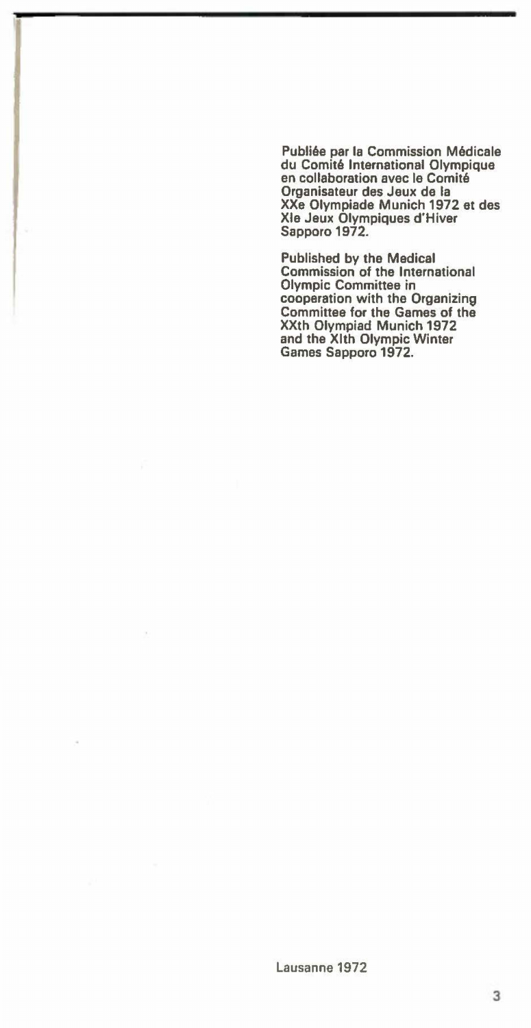Publiée par la Commission Médicale du Comité International Olympique en collaboration avec le Comité Organisateur des Jeux de la XXe Olympiade Munich 1972 et des XIe Jeux Olympiques d'Hiver Sapporo 1972.

Published by the Medical Commission of the International Olympic Committee in cooperation with the Organizing Committee for the Games of the XXth Olympiad Munich 1972 and the XIth Olympic Winter Games Sapporo 1972.

Lausanne 1972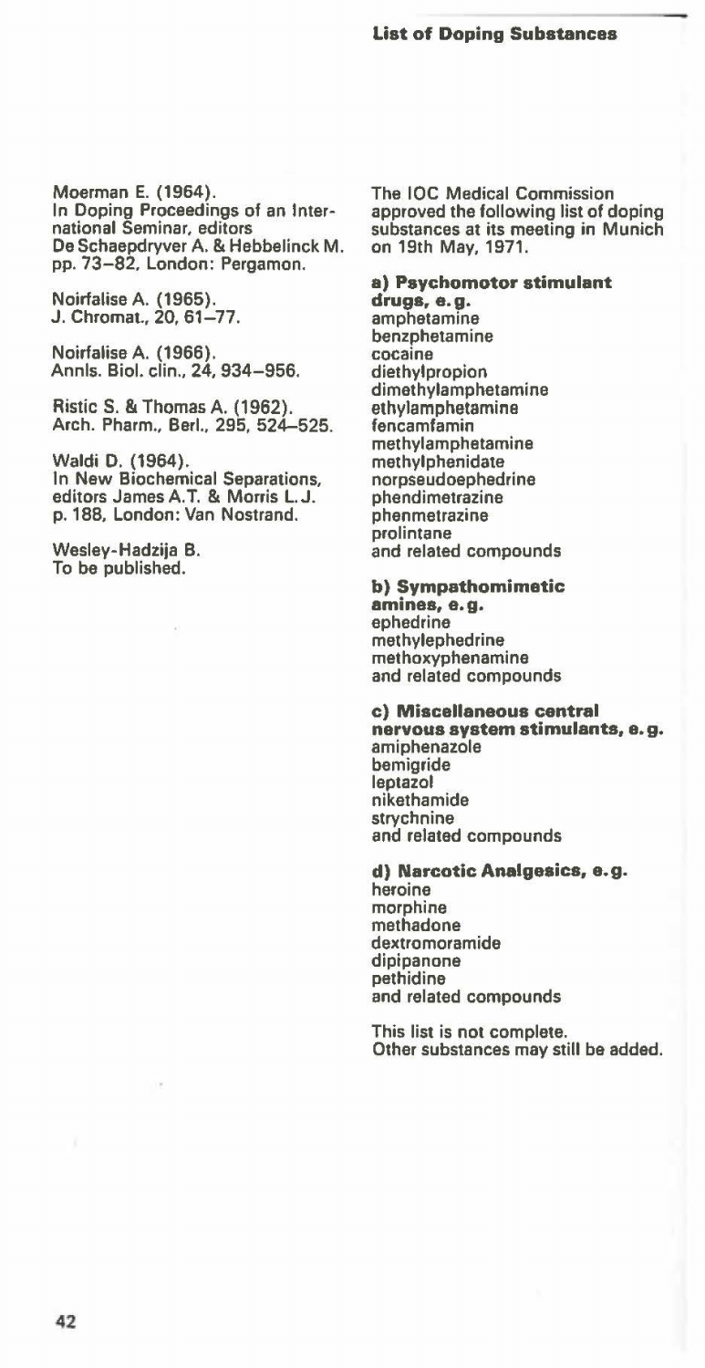Moerman E. (1964).
In Doping Proceedings of an International Seminar, editors De Schaepdryver A. & Hebbelinck M. pp. 73–82, London: Pergamon.

Noirfalise A. (1965).
J. Chromat., 20, 61–77.

Noirfalise A. (1966).
Annls. Biol. clin., 24, 934–956.

Ristic S. & Thomas A. (1962).
Arch. Pharm., Berl., 295, 524–525.

Waldi D. (1964).
In New Biochemical Separations, editors James A.T. & Morris L.J. p. 188, London: Van Nostrand.

Wesley-Hadzija B.
To be published.

The IOC Medical Commission approved the following list of doping substances at its meeting in Munich on 19th May, 1971.

**a) Psychomotor stimulant drugs, e.g.**
amphetamine
benzphetamine
cocaine
diethylpropion
dimethylamphetamine
ethylamphetamine
fencamfamin
methylamphetamine
methylphenidate
norpseudoephedrine
phendimetrazine
phenmetrazine
prolintane
and related compounds

**b) Sympathomimetic amines, e.g.**
ephedrine
methylephedrine
methoxyphenamine
and related compounds

**c) Miscellaneous central nervous system stimulants, e.g.**
amiphenazole
bemigride
leptazol
nikethamide
strychnine
and related compounds

**d) Narcotic Analgesics, e.g.**
heroine
morphine
methadone
dextromoramide
dipipanone
pethidine
and related compounds

This list is not complete.
Other substances may still be added.